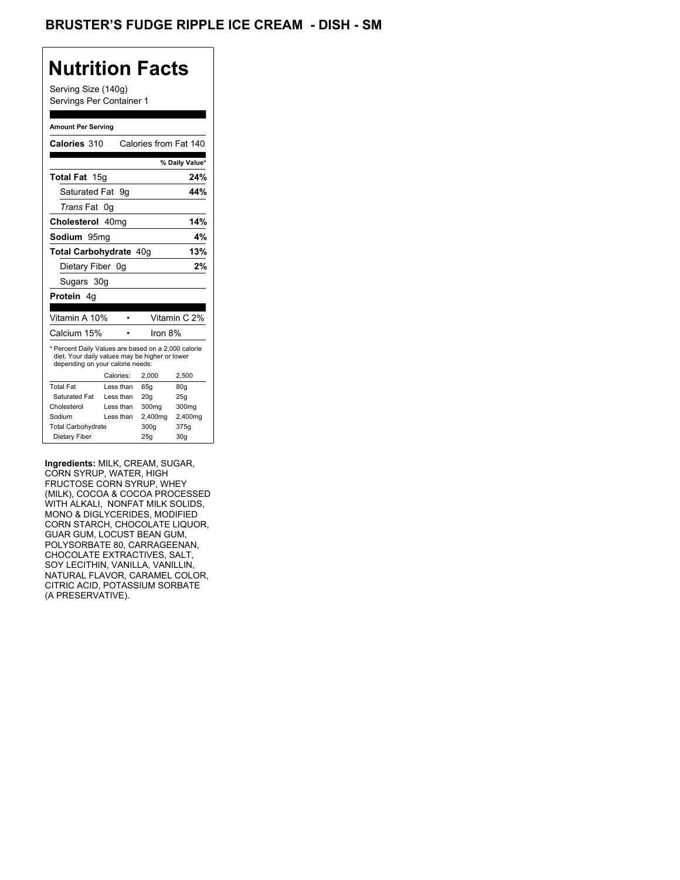# BRUSTER'S FUDGE RIPPLE ICE CREAM - DISH - SM

## Nutrition Facts

Serving Size (140g)
Servings Per Container 1

**Amount Per Serving**

**Calories** 310 Calories from Fat 140

| | % Daily Value* |
|---|---|
| **Total Fat** 15g | **24%** |
| Saturated Fat 9g | **44%** |
| *Trans* Fat 0g | |
| **Cholesterol** 40mg | **14%** |
| **Sodium** 95mg | **4%** |
| **Total Carbohydrate** 40g | **13%** |
| Dietary Fiber 0g | **2%** |
| Sugars 30g | |
| **Protein** 4g | |

| | |
|---|---|
| Vitamin A 10% | Vitamin C 2% |
| Calcium 15% | Iron 8% |

* Percent Daily Values are based on a 2,000 calorie diet. Your daily values may be higher or lower depending on your calorie needs:

| | Calories: | 2,000 | 2,500 |
|---|---|---|---|
| Total Fat | Less than | 65g | 80g |
| Saturated Fat | Less than | 20g | 25g |
| Cholesterol | Less than | 300mg | 300mg |
| Sodium | Less than | 2,400mg | 2,400mg |
| Total Carbohydrate | | 300g | 375g |
| Dietary Fiber | | 25g | 30g |

**Ingredients:** MILK, CREAM, SUGAR, CORN SYRUP, WATER, HIGH FRUCTOSE CORN SYRUP, WHEY (MILK), COCOA & COCOA PROCESSED WITH ALKALI, NONFAT MILK SOLIDS, MONO & DIGLYCERIDES, MODIFIED CORN STARCH, CHOCOLATE LIQUOR, GUAR GUM, LOCUST BEAN GUM, POLYSORBATE 80, CARRAGEENAN, CHOCOLATE EXTRACTIVES, SALT, SOY LECITHIN, VANILLA, VANILLIN, NATURAL FLAVOR, CARAMEL COLOR, CITRIC ACID, POTASSIUM SORBATE (A PRESERVATIVE).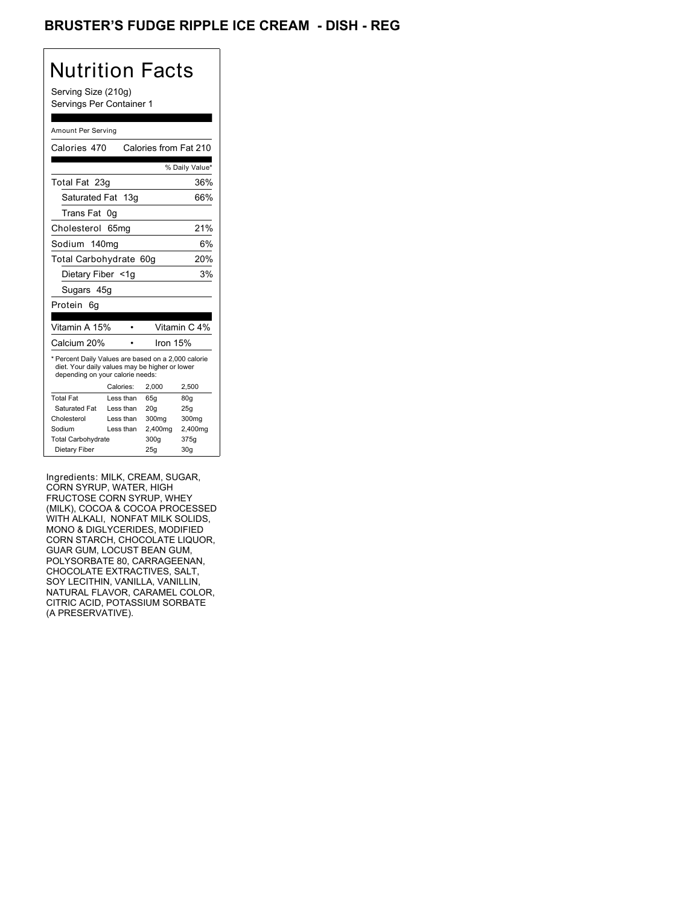# BRUSTER'S FUDGE RIPPLE ICE CREAM - DISH - REG

## Nutrition Facts

Serving Size (210g)
Servings Per Container 1

Amount Per Serving

| Calories 470 | Calories from Fat 210 |
|---|---|
| | % Daily Value* |
| Total Fat 23g | 36% |
| Saturated Fat 13g | 66% |
| Trans Fat 0g | |
| Cholesterol 65mg | 21% |
| Sodium 140mg | 6% |
| Total Carbohydrate 60g | 20% |
| Dietary Fiber <1g | 3% |
| Sugars 45g | |
| Protein 6g | |

| Vitamin A 15% | • | Vitamin C 4% |
|---|---|---|
| Calcium 20% | • | Iron 15% |

* Percent Daily Values are based on a 2,000 calorie diet. Your daily values may be higher or lower depending on your calorie needs:

| | Calories: | 2,000 | 2,500 |
|---|---|---|---|
| Total Fat | Less than | 65g | 80g |
| Saturated Fat | Less than | 20g | 25g |
| Cholesterol | Less than | 300mg | 300mg |
| Sodium | Less than | 2,400mg | 2,400mg |
| Total Carbohydrate | | 300g | 375g |
| Dietary Fiber | | 25g | 30g |

Ingredients: MILK, CREAM, SUGAR, CORN SYRUP, WATER, HIGH FRUCTOSE CORN SYRUP, WHEY (MILK), COCOA & COCOA PROCESSED WITH ALKALI, NONFAT MILK SOLIDS, MONO & DIGLYCERIDES, MODIFIED CORN STARCH, CHOCOLATE LIQUOR, GUAR GUM, LOCUST BEAN GUM, POLYSORBATE 80, CARRAGEENAN, CHOCOLATE EXTRACTIVES, SALT, SOY LECITHIN, VANILLA, VANILLIN, NATURAL FLAVOR, CARAMEL COLOR, CITRIC ACID, POTASSIUM SORBATE (A PRESERVATIVE).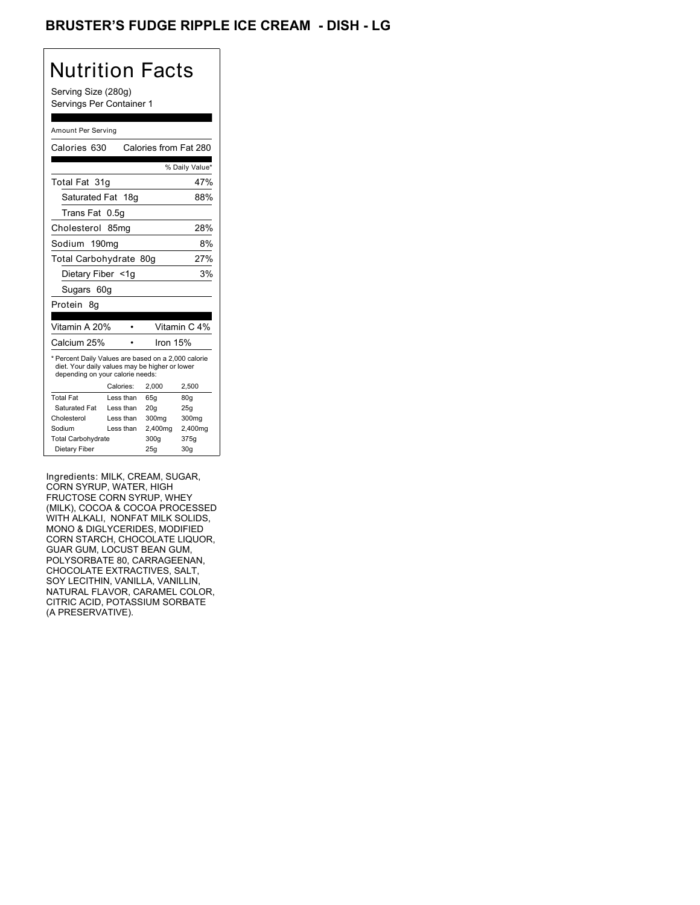# BRUSTER'S FUDGE RIPPLE ICE CREAM - DISH - LG

## Nutrition Facts

Serving Size (280g)
Servings Per Container 1

Amount Per Serving

| | |
|---|---|
| Calories 630 | Calories from Fat 280 |
| | % Daily Value* |
| Total Fat 31g | 47% |
| Saturated Fat 18g | 88% |
| Trans Fat 0.5g | |
| Cholesterol 85mg | 28% |
| Sodium 190mg | 8% |
| Total Carbohydrate 80g | 27% |
| Dietary Fiber <1g | 3% |
| Sugars 60g | |
| Protein 8g | |
| Vitamin A 20% • | Vitamin C 4% |
| Calcium 25% • | Iron 15% |

* Percent Daily Values are based on a 2,000 calorie diet. Your daily values may be higher or lower depending on your calorie needs:

| | Calories: | 2,000 | 2,500 |
|---|---|---|---|
| Total Fat | Less than | 65g | 80g |
| Saturated Fat | Less than | 20g | 25g |
| Cholesterol | Less than | 300mg | 300mg |
| Sodium | Less than | 2,400mg | 2,400mg |
| Total Carbohydrate | | 300g | 375g |
| Dietary Fiber | | 25g | 30g |

Ingredients: MILK, CREAM, SUGAR, CORN SYRUP, WATER, HIGH FRUCTOSE CORN SYRUP, WHEY (MILK), COCOA & COCOA PROCESSED WITH ALKALI, NONFAT MILK SOLIDS, MONO & DIGLYCERIDES, MODIFIED CORN STARCH, CHOCOLATE LIQUOR, GUAR GUM, LOCUST BEAN GUM, POLYSORBATE 80, CARRAGEENAN, CHOCOLATE EXTRACTIVES, SALT, SOY LECITHIN, VANILLA, VANILLIN, NATURAL FLAVOR, CARAMEL COLOR, CITRIC ACID, POTASSIUM SORBATE (A PRESERVATIVE).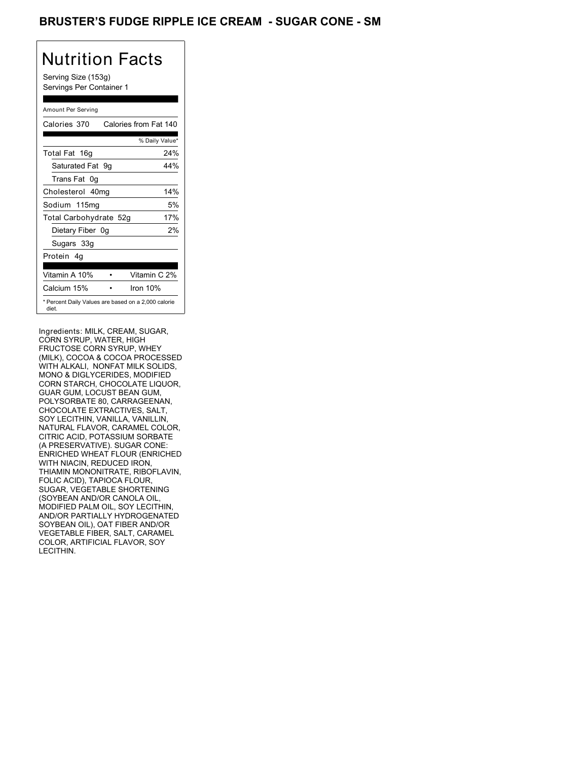# BRUSTER'S FUDGE RIPPLE ICE CREAM - SUGAR CONE - SM

## Nutrition Facts

Serving Size (153g)
Servings Per Container 1

Amount Per Serving

| Calories 370 | Calories from Fat 140 |
|---|---|
| | % Daily Value* |
| Total Fat 16g | 24% |
| Saturated Fat 9g | 44% |
| Trans Fat 0g | |
| Cholesterol 40mg | 14% |
| Sodium 115mg | 5% |
| Total Carbohydrate 52g | 17% |
| Dietary Fiber 0g | 2% |
| Sugars 33g | |
| Protein 4g | |

| Vitamin A 10% | Vitamin C 2% |
|---|---|
| Calcium 15% | Iron 10% |

* Percent Daily Values are based on a 2,000 calorie diet.

Ingredients: MILK, CREAM, SUGAR, CORN SYRUP, WATER, HIGH FRUCTOSE CORN SYRUP, WHEY (MILK), COCOA & COCOA PROCESSED WITH ALKALI, NONFAT MILK SOLIDS, MONO & DIGLYCERIDES, MODIFIED CORN STARCH, CHOCOLATE LIQUOR, GUAR GUM, LOCUST BEAN GUM, POLYSORBATE 80, CARRAGEENAN, CHOCOLATE EXTRACTIVES, SALT, SOY LECITHIN, VANILLA, VANILLIN, NATURAL FLAVOR, CARAMEL COLOR, CITRIC ACID, POTASSIUM SORBATE (A PRESERVATIVE). SUGAR CONE: ENRICHED WHEAT FLOUR (ENRICHED WITH NIACIN, REDUCED IRON, THIAMIN MONONITRATE, RIBOFLAVIN, FOLIC ACID), TAPIOCA FLOUR, SUGAR, VEGETABLE SHORTENING (SOYBEAN AND/OR CANOLA OIL, MODIFIED PALM OIL, SOY LECITHIN, AND/OR PARTIALLY HYDROGENATED SOYBEAN OIL), OAT FIBER AND/OR VEGETABLE FIBER, SALT, CARAMEL COLOR, ARTIFICIAL FLAVOR, SOY LECITHIN.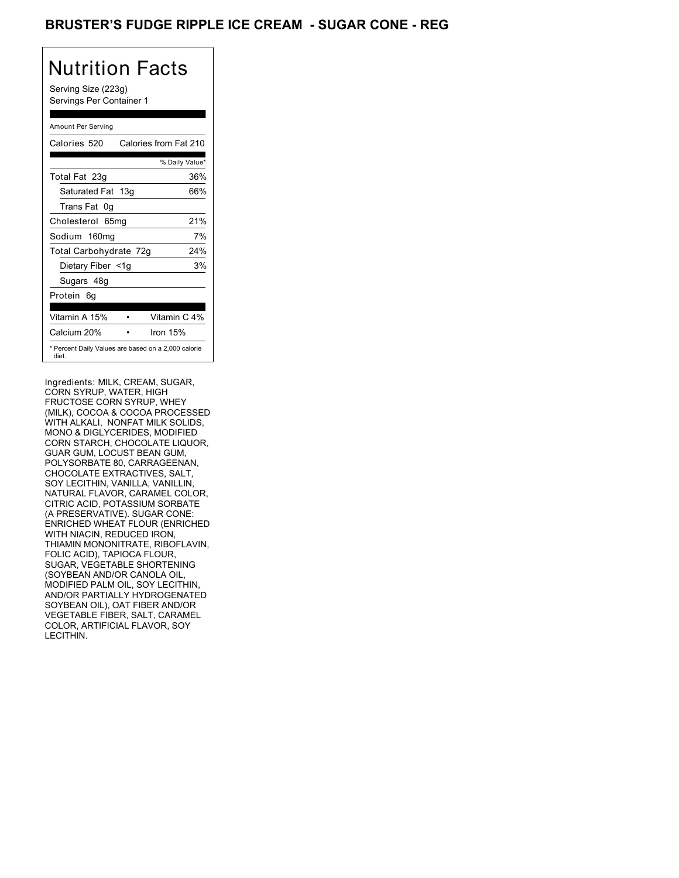# BRUSTER'S FUDGE RIPPLE ICE CREAM - SUGAR CONE - REG

## Nutrition Facts

Serving Size (223g)
Servings Per Container 1

| Amount Per Serving | |
|---|---|
| Calories 520 | Calories from Fat 210 |
| | % Daily Value* |
| Total Fat 23g | 36% |
| Saturated Fat 13g | 66% |
| Trans Fat 0g | |
| Cholesterol 65mg | 21% |
| Sodium 160mg | 7% |
| Total Carbohydrate 72g | 24% |
| Dietary Fiber <1g | 3% |
| Sugars 48g | |
| Protein 6g | |
| Vitamin A 15% | Vitamin C 4% |
| Calcium 20% | Iron 15% |

* Percent Daily Values are based on a 2,000 calorie diet.

Ingredients: MILK, CREAM, SUGAR, CORN SYRUP, WATER, HIGH FRUCTOSE CORN SYRUP, WHEY (MILK), COCOA & COCOA PROCESSED WITH ALKALI, NONFAT MILK SOLIDS, MONO & DIGLYCERIDES, MODIFIED CORN STARCH, CHOCOLATE LIQUOR, GUAR GUM, LOCUST BEAN GUM, POLYSORBATE 80, CARRAGEENAN, CHOCOLATE EXTRACTIVES, SALT, SOY LECITHIN, VANILLA, VANILLIN, NATURAL FLAVOR, CARAMEL COLOR, CITRIC ACID, POTASSIUM SORBATE (A PRESERVATIVE). SUGAR CONE: ENRICHED WHEAT FLOUR (ENRICHED WITH NIACIN, REDUCED IRON, THIAMIN MONONITRATE, RIBOFLAVIN, FOLIC ACID), TAPIOCA FLOUR, SUGAR, VEGETABLE SHORTENING (SOYBEAN AND/OR CANOLA OIL, MODIFIED PALM OIL, SOY LECITHIN, AND/OR PARTIALLY HYDROGENATED SOYBEAN OIL), OAT FIBER AND/OR VEGETABLE FIBER, SALT, CARAMEL COLOR, ARTIFICIAL FLAVOR, SOY LECITHIN.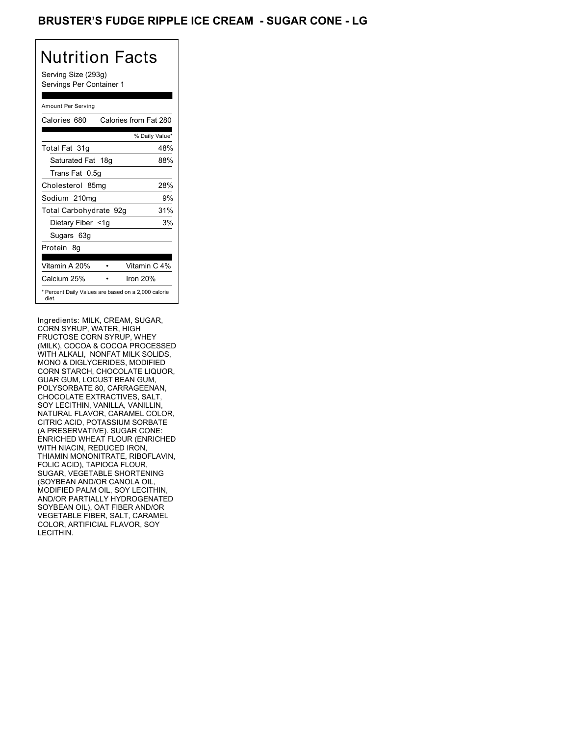# BRUSTER'S FUDGE RIPPLE ICE CREAM - SUGAR CONE - LG

## Nutrition Facts

Serving Size (293g)
Servings Per Container 1

Amount Per Serving

| Calories 680 | Calories from Fat 280 |
|---|---|
| | % Daily Value* |
| Total Fat 31g | 48% |
| Saturated Fat 18g | 88% |
| Trans Fat 0.5g | |
| Cholesterol 85mg | 28% |
| Sodium 210mg | 9% |
| Total Carbohydrate 92g | 31% |
| Dietary Fiber <1g | 3% |
| Sugars 63g | |
| Protein 8g | |
| Vitamin A 20% | Vitamin C 4% |
| Calcium 25% | Iron 20% |

* Percent Daily Values are based on a 2,000 calorie diet.

Ingredients: MILK, CREAM, SUGAR, CORN SYRUP, WATER, HIGH FRUCTOSE CORN SYRUP, WHEY (MILK), COCOA & COCOA PROCESSED WITH ALKALI, NONFAT MILK SOLIDS, MONO & DIGLYCERIDES, MODIFIED CORN STARCH, CHOCOLATE LIQUOR, GUAR GUM, LOCUST BEAN GUM, POLYSORBATE 80, CARRAGEENAN, CHOCOLATE EXTRACTIVES, SALT, SOY LECITHIN, VANILLA, VANILLIN, NATURAL FLAVOR, CARAMEL COLOR, CITRIC ACID, POTASSIUM SORBATE (A PRESERVATIVE). SUGAR CONE: ENRICHED WHEAT FLOUR (ENRICHED WITH NIACIN, REDUCED IRON, THIAMIN MONONITRATE, RIBOFLAVIN, FOLIC ACID), TAPIOCA FLOUR, SUGAR, VEGETABLE SHORTENING (SOYBEAN AND/OR CANOLA OIL, MODIFIED PALM OIL, SOY LECITHIN, AND/OR PARTIALLY HYDROGENATED SOYBEAN OIL), OAT FIBER AND/OR VEGETABLE FIBER, SALT, CARAMEL COLOR, ARTIFICIAL FLAVOR, SOY LECITHIN.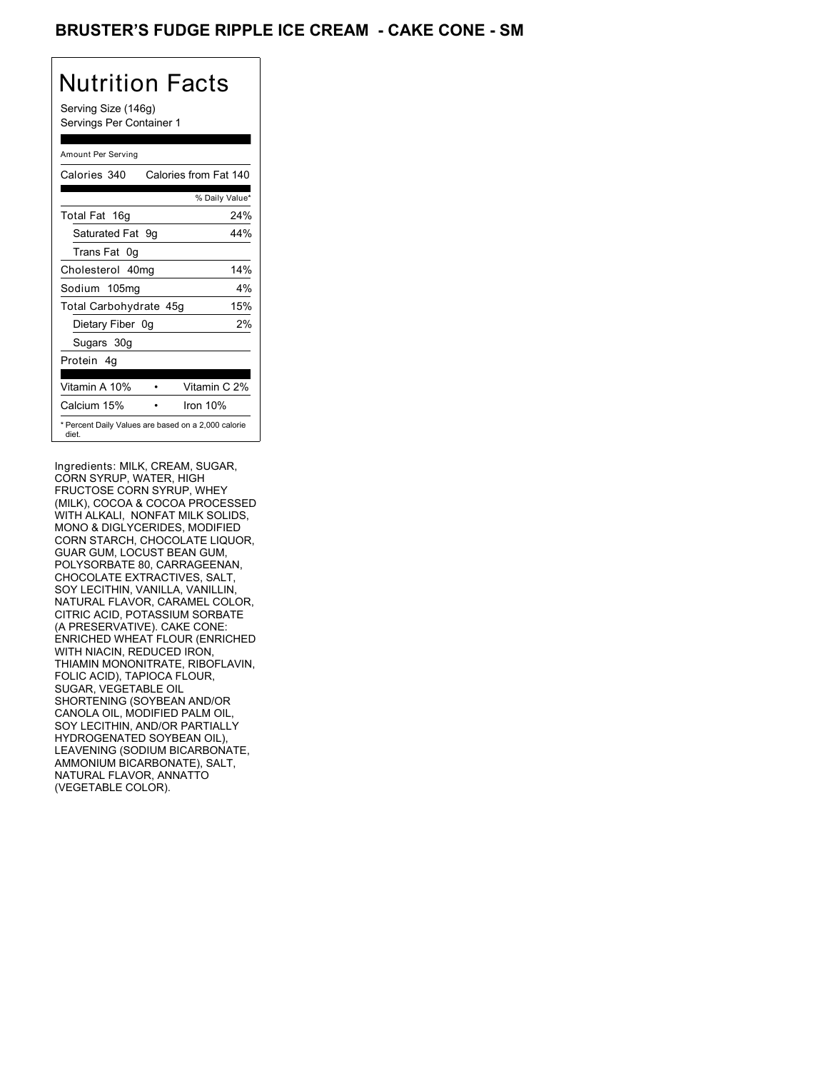# BRUSTER'S FUDGE RIPPLE ICE CREAM - CAKE CONE - SM

## Nutrition Facts

Serving Size (146g)
Servings Per Container 1

Amount Per Serving

| | |
|---|---|
| Calories 340 | Calories from Fat 140 |
| | % Daily Value* |
| Total Fat 16g | 24% |
| Saturated Fat 9g | 44% |
| Trans Fat 0g | |
| Cholesterol 40mg | 14% |
| Sodium 105mg | 4% |
| Total Carbohydrate 45g | 15% |
| Dietary Fiber 0g | 2% |
| Sugars 30g | |
| Protein 4g | |
| Vitamin A 10% | Vitamin C 2% |
| Calcium 15% | Iron 10% |

* Percent Daily Values are based on a 2,000 calorie diet.

Ingredients: MILK, CREAM, SUGAR, CORN SYRUP, WATER, HIGH FRUCTOSE CORN SYRUP, WHEY (MILK), COCOA & COCOA PROCESSED WITH ALKALI, NONFAT MILK SOLIDS, MONO & DIGLYCERIDES, MODIFIED CORN STARCH, CHOCOLATE LIQUOR, GUAR GUM, LOCUST BEAN GUM, POLYSORBATE 80, CARRAGEENAN, CHOCOLATE EXTRACTIVES, SALT, SOY LECITHIN, VANILLA, VANILLIN, NATURAL FLAVOR, CARAMEL COLOR, CITRIC ACID, POTASSIUM SORBATE (A PRESERVATIVE). CAKE CONE: ENRICHED WHEAT FLOUR (ENRICHED WITH NIACIN, REDUCED IRON, THIAMIN MONONITRATE, RIBOFLAVIN, FOLIC ACID), TAPIOCA FLOUR, SUGAR, VEGETABLE OIL SHORTENING (SOYBEAN AND/OR CANOLA OIL, MODIFIED PALM OIL, SOY LECITHIN, AND/OR PARTIALLY HYDROGENATED SOYBEAN OIL), LEAVENING (SODIUM BICARBONATE, AMMONIUM BICARBONATE), SALT, NATURAL FLAVOR, ANNATTO (VEGETABLE COLOR).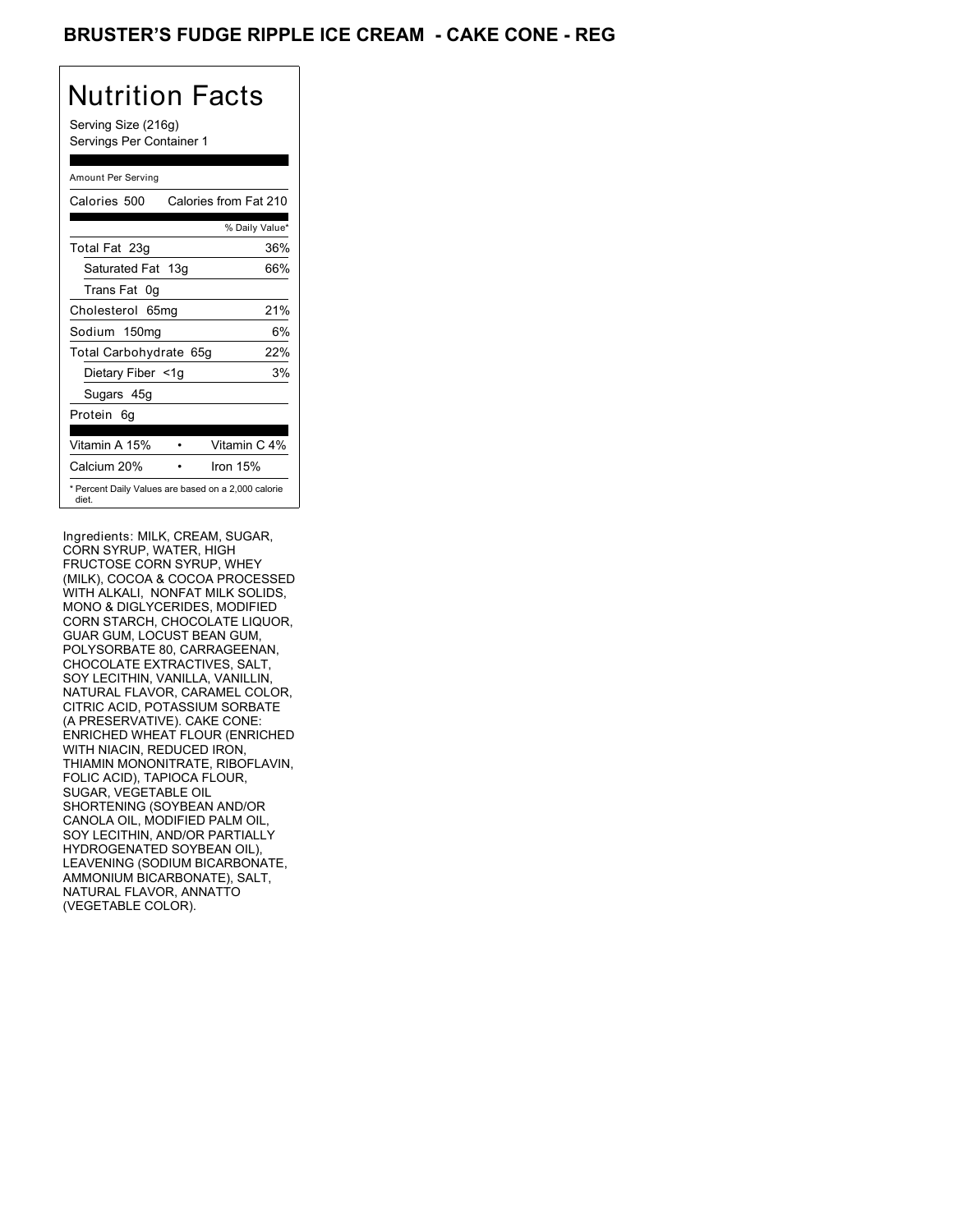# BRUSTER'S FUDGE RIPPLE ICE CREAM - CAKE CONE - REG

## Nutrition Facts

Serving Size (216g)
Servings Per Container 1

Amount Per Serving

| Calories 500 | Calories from Fat 210 |
|---|---|
| | % Daily Value* |
| Total Fat 23g | 36% |
| Saturated Fat 13g | 66% |
| Trans Fat 0g | |
| Cholesterol 65mg | 21% |
| Sodium 150mg | 6% |
| Total Carbohydrate 65g | 22% |
| Dietary Fiber <1g | 3% |
| Sugars 45g | |
| Protein 6g | |

| Vitamin A 15% | • | Vitamin C 4% |
|---|---|---|
| Calcium 20% | • | Iron 15% |

* Percent Daily Values are based on a 2,000 calorie diet.

Ingredients: MILK, CREAM, SUGAR, CORN SYRUP, WATER, HIGH FRUCTOSE CORN SYRUP, WHEY (MILK), COCOA & COCOA PROCESSED WITH ALKALI, NONFAT MILK SOLIDS, MONO & DIGLYCERIDES, MODIFIED CORN STARCH, CHOCOLATE LIQUOR, GUAR GUM, LOCUST BEAN GUM, POLYSORBATE 80, CARRAGEENAN, CHOCOLATE EXTRACTIVES, SALT, SOY LECITHIN, VANILLA, VANILLIN, NATURAL FLAVOR, CARAMEL COLOR, CITRIC ACID, POTASSIUM SORBATE (A PRESERVATIVE). CAKE CONE: ENRICHED WHEAT FLOUR (ENRICHED WITH NIACIN, REDUCED IRON, THIAMIN MONONITRATE, RIBOFLAVIN, FOLIC ACID), TAPIOCA FLOUR, SUGAR, VEGETABLE OIL SHORTENING (SOYBEAN AND/OR CANOLA OIL, MODIFIED PALM OIL, SOY LECITHIN, AND/OR PARTIALLY HYDROGENATED SOYBEAN OIL), LEAVENING (SODIUM BICARBONATE, AMMONIUM BICARBONATE), SALT, NATURAL FLAVOR, ANNATTO (VEGETABLE COLOR).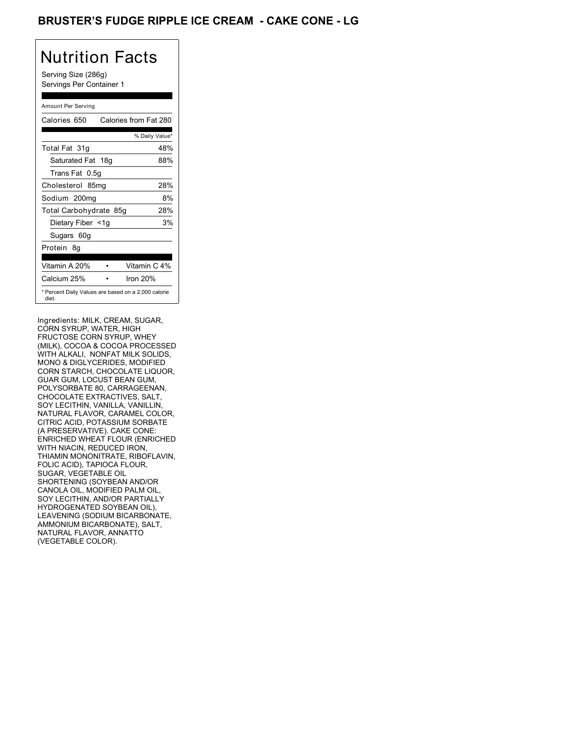# BRUSTER'S FUDGE RIPPLE ICE CREAM - CAKE CONE - LG

## Nutrition Facts

Serving Size (286g)
Servings Per Container 1

| Amount Per Serving | |
|---|---|
| Calories 650 | Calories from Fat 280 |
| | % Daily Value* |
| Total Fat 31g | 48% |
| Saturated Fat 18g | 88% |
| Trans Fat 0.5g | |
| Cholesterol 85mg | 28% |
| Sodium 200mg | 8% |
| Total Carbohydrate 85g | 28% |
| Dietary Fiber <1g | 3% |
| Sugars 60g | |
| Protein 8g | |
| Vitamin A 20% | Vitamin C 4% |
| Calcium 25% | Iron 20% |

* Percent Daily Values are based on a 2,000 calorie diet.

Ingredients: MILK, CREAM, SUGAR, CORN SYRUP, WATER, HIGH FRUCTOSE CORN SYRUP, WHEY (MILK), COCOA & COCOA PROCESSED WITH ALKALI, NONFAT MILK SOLIDS, MONO & DIGLYCERIDES, MODIFIED CORN STARCH, CHOCOLATE LIQUOR, GUAR GUM, LOCUST BEAN GUM, POLYSORBATE 80, CARRAGEENAN, CHOCOLATE EXTRACTIVES, SALT, SOY LECITHIN, VANILLA, VANILLIN, NATURAL FLAVOR, CARAMEL COLOR, CITRIC ACID, POTASSIUM SORBATE (A PRESERVATIVE). CAKE CONE: ENRICHED WHEAT FLOUR (ENRICHED WITH NIACIN, REDUCED IRON, THIAMIN MONONITRATE, RIBOFLAVIN, FOLIC ACID), TAPIOCA FLOUR, SUGAR, VEGETABLE OIL SHORTENING (SOYBEAN AND/OR CANOLA OIL, MODIFIED PALM OIL, SOY LECITHIN, AND/OR PARTIALLY HYDROGENATED SOYBEAN OIL), LEAVENING (SODIUM BICARBONATE, AMMONIUM BICARBONATE), SALT, NATURAL FLAVOR, ANNATTO (VEGETABLE COLOR).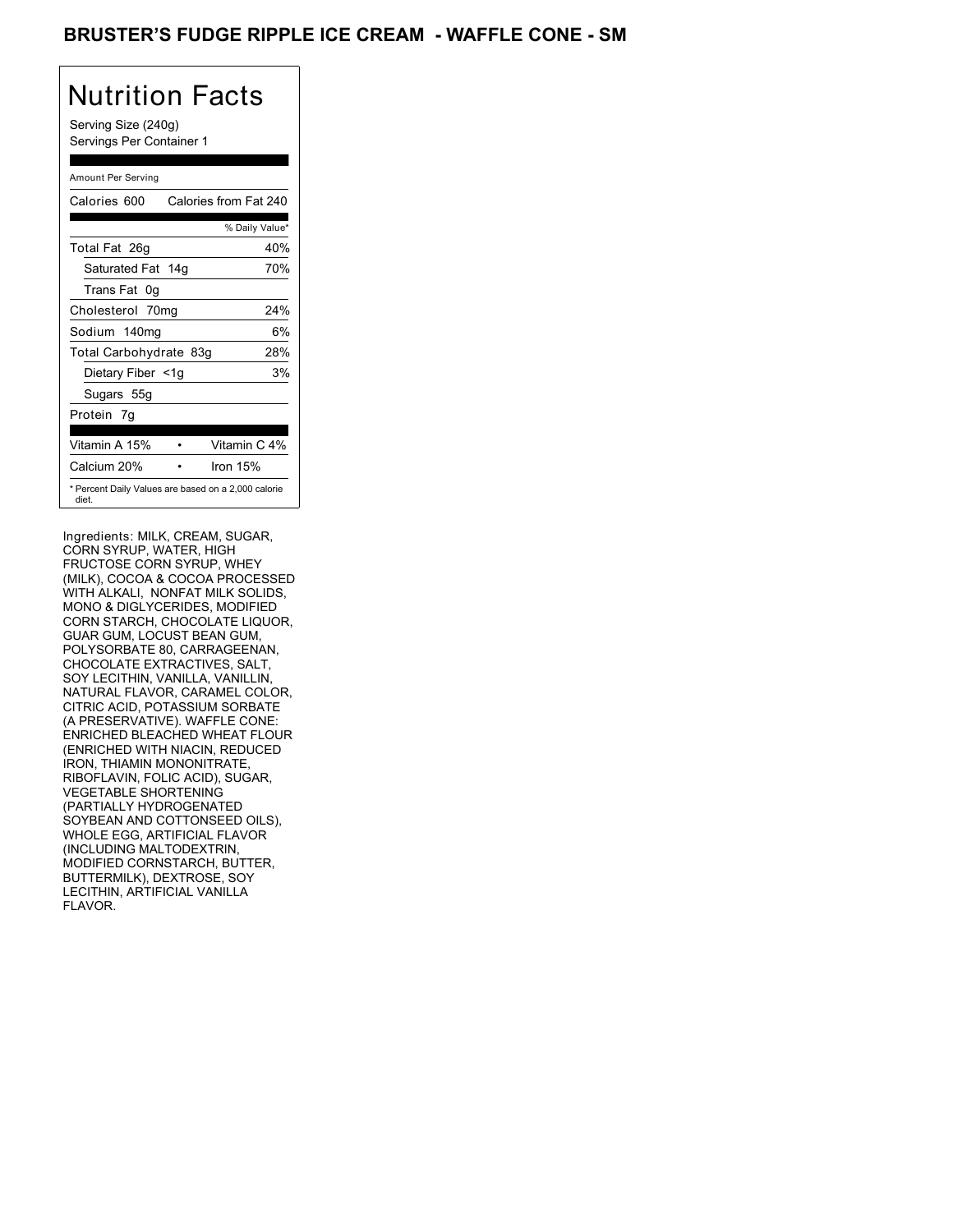# BRUSTER'S FUDGE RIPPLE ICE CREAM - WAFFLE CONE - SM

## Nutrition Facts

Serving Size (240g)
Servings Per Container 1

| Amount Per Serving | |
|---|---|
| Calories 600 | Calories from Fat 240 |
| | % Daily Value* |
| Total Fat 26g | 40% |
| Saturated Fat 14g | 70% |
| Trans Fat 0g | |
| Cholesterol 70mg | 24% |
| Sodium 140mg | 6% |
| Total Carbohydrate 83g | 28% |
| Dietary Fiber <1g | 3% |
| Sugars 55g | |
| Protein 7g | |
| Vitamin A 15% • | Vitamin C 4% |
| Calcium 20% • | Iron 15% |

* Percent Daily Values are based on a 2,000 calorie diet.

Ingredients: MILK, CREAM, SUGAR, CORN SYRUP, WATER, HIGH FRUCTOSE CORN SYRUP, WHEY (MILK), COCOA & COCOA PROCESSED WITH ALKALI, NONFAT MILK SOLIDS, MONO & DIGLYCERIDES, MODIFIED CORN STARCH, CHOCOLATE LIQUOR, GUAR GUM, LOCUST BEAN GUM, POLYSORBATE 80, CARRAGEENAN, CHOCOLATE EXTRACTIVES, SALT, SOY LECITHIN, VANILLA, VANILLIN, NATURAL FLAVOR, CARAMEL COLOR, CITRIC ACID, POTASSIUM SORBATE (A PRESERVATIVE). WAFFLE CONE: ENRICHED BLEACHED WHEAT FLOUR (ENRICHED WITH NIACIN, REDUCED IRON, THIAMIN MONONITRATE, RIBOFLAVIN, FOLIC ACID), SUGAR, VEGETABLE SHORTENING (PARTIALLY HYDROGENATED SOYBEAN AND COTTONSEED OILS), WHOLE EGG, ARTIFICIAL FLAVOR (INCLUDING MALTODEXTRIN, MODIFIED CORNSTARCH, BUTTER, BUTTERMILK), DEXTROSE, SOY LECITHIN, ARTIFICIAL VANILLA FLAVOR.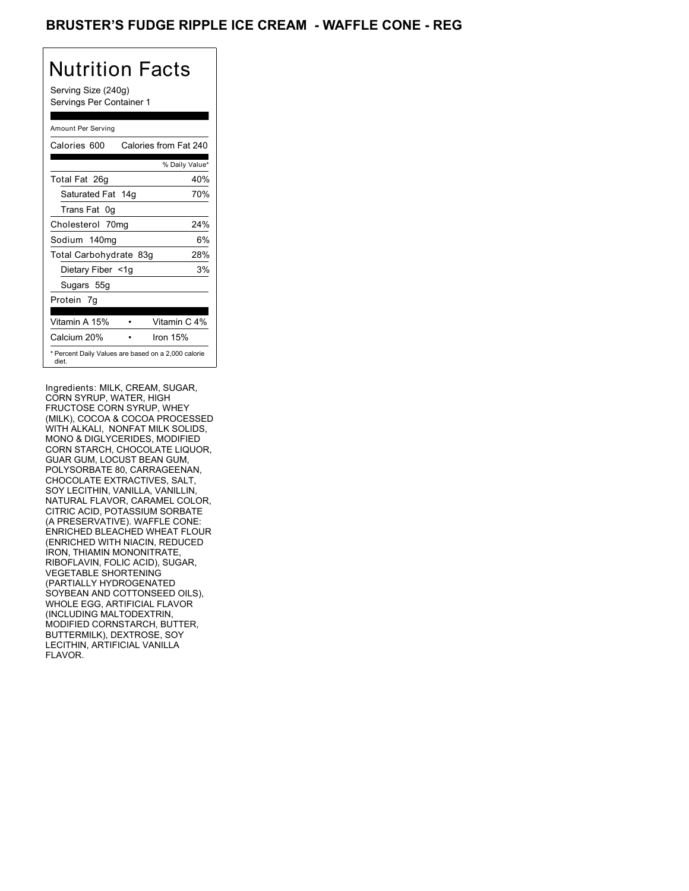# BRUSTER'S FUDGE RIPPLE ICE CREAM - WAFFLE CONE - REG

## Nutrition Facts

Serving Size (240g)
Servings Per Container 1

| Amount Per Serving | |
|---|---|
| Calories 600 | Calories from Fat 240 |
| | % Daily Value* |
| Total Fat 26g | 40% |
| Saturated Fat 14g | 70% |
| Trans Fat 0g | |
| Cholesterol 70mg | 24% |
| Sodium 140mg | 6% |
| Total Carbohydrate 83g | 28% |
| Dietary Fiber <1g | 3% |
| Sugars 55g | |
| Protein 7g | |
| Vitamin A 15% | Vitamin C 4% |
| Calcium 20% | Iron 15% |

* Percent Daily Values are based on a 2,000 calorie diet.

Ingredients: MILK, CREAM, SUGAR, CORN SYRUP, WATER, HIGH FRUCTOSE CORN SYRUP, WHEY (MILK), COCOA & COCOA PROCESSED WITH ALKALI, NONFAT MILK SOLIDS, MONO & DIGLYCERIDES, MODIFIED CORN STARCH, CHOCOLATE LIQUOR, GUAR GUM, LOCUST BEAN GUM, POLYSORBATE 80, CARRAGEENAN, CHOCOLATE EXTRACTIVES, SALT, SOY LECITHIN, VANILLA, VANILLIN, NATURAL FLAVOR, CARAMEL COLOR, CITRIC ACID, POTASSIUM SORBATE (A PRESERVATIVE). WAFFLE CONE: ENRICHED BLEACHED WHEAT FLOUR (ENRICHED WITH NIACIN, REDUCED IRON, THIAMIN MONONITRATE, RIBOFLAVIN, FOLIC ACID), SUGAR, VEGETABLE SHORTENING (PARTIALLY HYDROGENATED SOYBEAN AND COTTONSEED OILS), WHOLE EGG, ARTIFICIAL FLAVOR (INCLUDING MALTODEXTRIN, MODIFIED CORNSTARCH, BUTTER, BUTTERMILK), DEXTROSE, SOY LECITHIN, ARTIFICIAL VANILLA FLAVOR.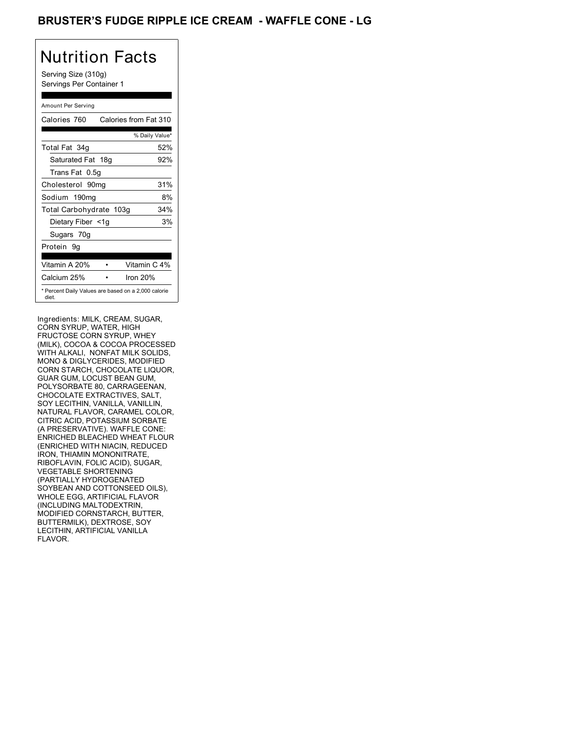# BRUSTER'S FUDGE RIPPLE ICE CREAM - WAFFLE CONE - LG

## Nutrition Facts

Serving Size (310g)
Servings Per Container 1

Amount Per Serving

| | |
|---|---|
| Calories 760 | Calories from Fat 310 |
| | % Daily Value* |
| Total Fat 34g | 52% |
| Saturated Fat 18g | 92% |
| Trans Fat 0.5g | |
| Cholesterol 90mg | 31% |
| Sodium 190mg | 8% |
| Total Carbohydrate 103g | 34% |
| Dietary Fiber <1g | 3% |
| Sugars 70g | |
| Protein 9g | |
| Vitamin A 20% | Vitamin C 4% |
| Calcium 25% | Iron 20% |

* Percent Daily Values are based on a 2,000 calorie diet.

Ingredients: MILK, CREAM, SUGAR, CORN SYRUP, WATER, HIGH FRUCTOSE CORN SYRUP, WHEY (MILK), COCOA & COCOA PROCESSED WITH ALKALI, NONFAT MILK SOLIDS, MONO & DIGLYCERIDES, MODIFIED CORN STARCH, CHOCOLATE LIQUOR, GUAR GUM, LOCUST BEAN GUM, POLYSORBATE 80, CARRAGEENAN, CHOCOLATE EXTRACTIVES, SALT, SOY LECITHIN, VANILLA, VANILLIN, NATURAL FLAVOR, CARAMEL COLOR, CITRIC ACID, POTASSIUM SORBATE (A PRESERVATIVE). WAFFLE CONE: ENRICHED BLEACHED WHEAT FLOUR (ENRICHED WITH NIACIN, REDUCED IRON, THIAMIN MONONITRATE, RIBOFLAVIN, FOLIC ACID), SUGAR, VEGETABLE SHORTENING (PARTIALLY HYDROGENATED SOYBEAN AND COTTONSEED OILS), WHOLE EGG, ARTIFICIAL FLAVOR (INCLUDING MALTODEXTRIN, MODIFIED CORNSTARCH, BUTTER, BUTTERMILK), DEXTROSE, SOY LECITHIN, ARTIFICIAL VANILLA FLAVOR.